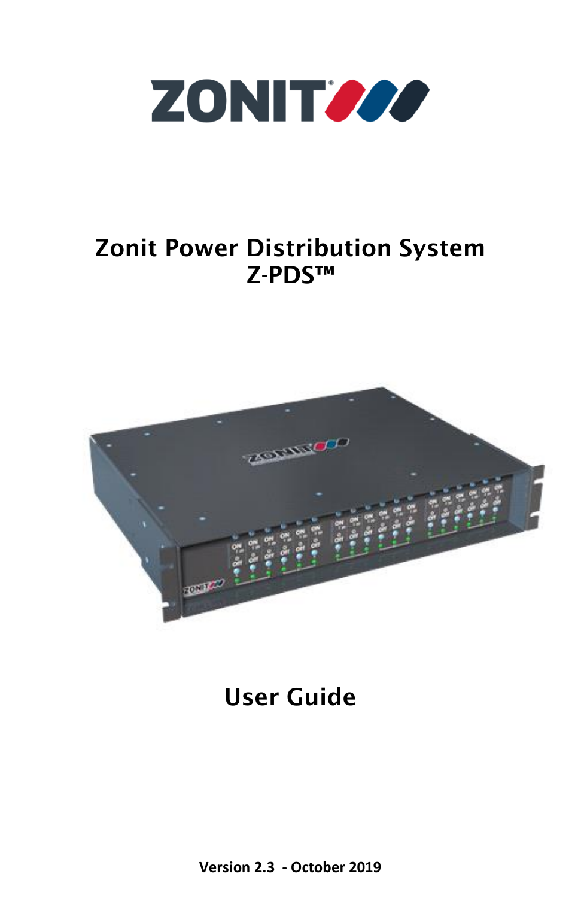ZONIT®

# Zonit Power Distribution System
# Z-PDS™

# User Guide

**Version 2.3 - October 2019**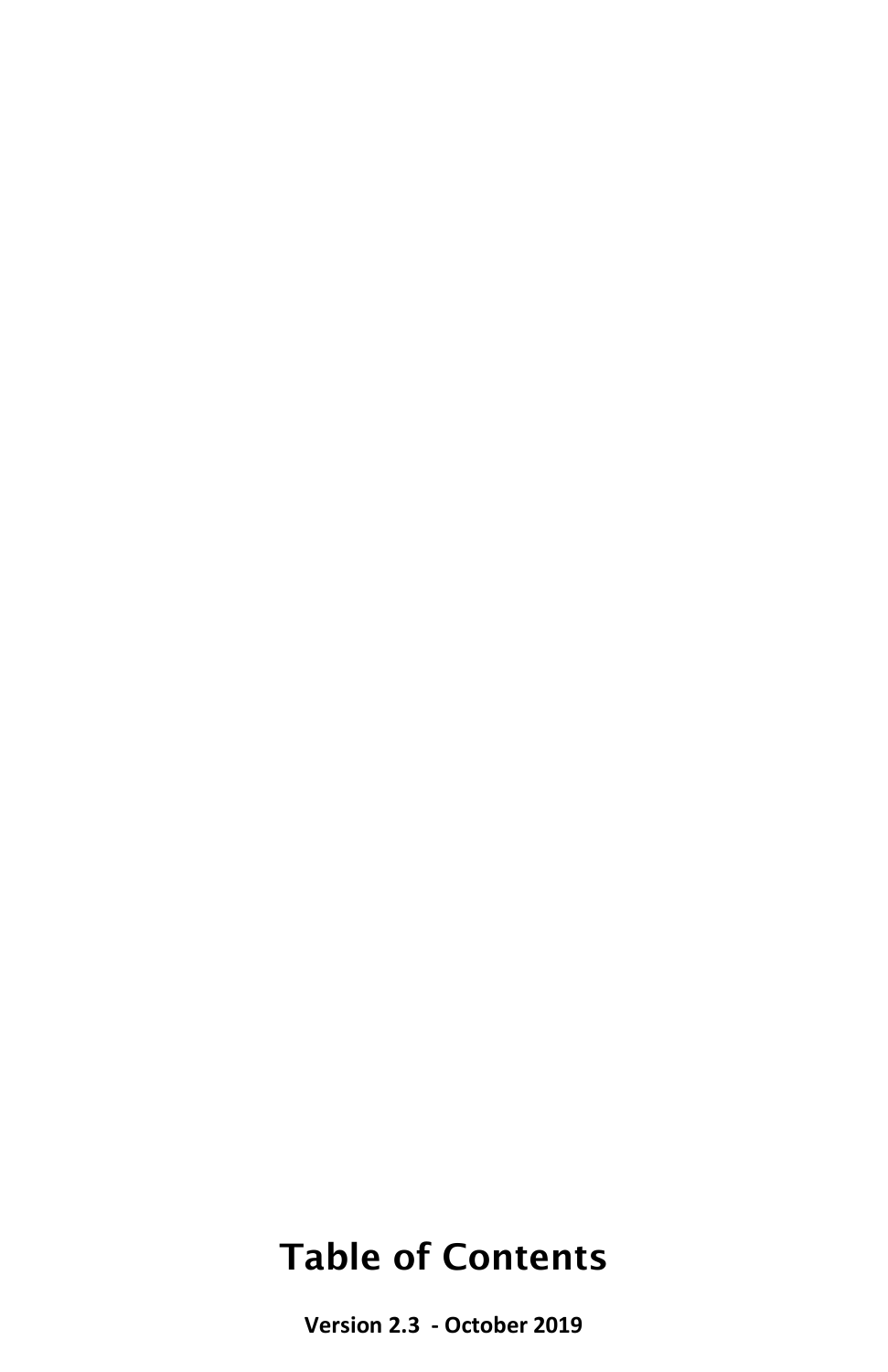# Table of Contents

**Version 2.3 - October 2019**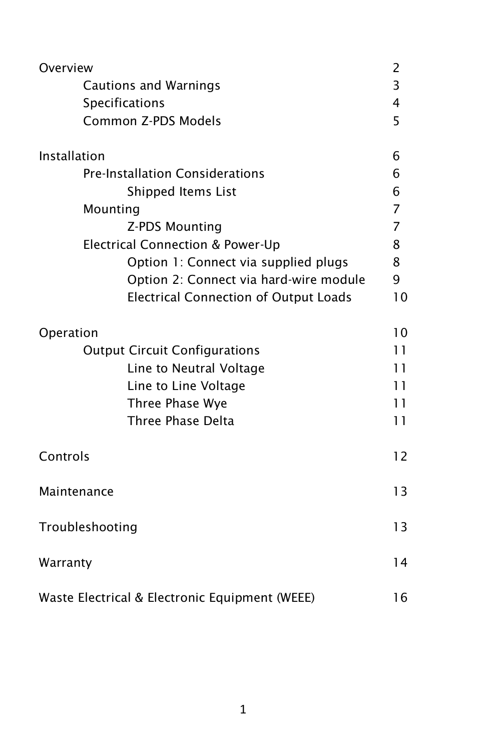| | |
|---|---|
| Overview | 2 |
| &nbsp;&nbsp;&nbsp;&nbsp;Cautions and Warnings | 3 |
| &nbsp;&nbsp;&nbsp;&nbsp;Specifications | 4 |
| &nbsp;&nbsp;&nbsp;&nbsp;Common Z-PDS Models | 5 |
| Installation | 6 |
| &nbsp;&nbsp;&nbsp;&nbsp;Pre-Installation Considerations | 6 |
| &nbsp;&nbsp;&nbsp;&nbsp;&nbsp;&nbsp;&nbsp;&nbsp;Shipped Items List | 6 |
| &nbsp;&nbsp;&nbsp;&nbsp;Mounting | 7 |
| &nbsp;&nbsp;&nbsp;&nbsp;&nbsp;&nbsp;&nbsp;&nbsp;Z-PDS Mounting | 7 |
| &nbsp;&nbsp;&nbsp;&nbsp;Electrical Connection & Power-Up | 8 |
| &nbsp;&nbsp;&nbsp;&nbsp;&nbsp;&nbsp;&nbsp;&nbsp;Option 1: Connect via supplied plugs | 8 |
| &nbsp;&nbsp;&nbsp;&nbsp;&nbsp;&nbsp;&nbsp;&nbsp;Option 2: Connect via hard-wire module | 9 |
| &nbsp;&nbsp;&nbsp;&nbsp;&nbsp;&nbsp;&nbsp;&nbsp;Electrical Connection of Output Loads | 10 |
| Operation | 10 |
| &nbsp;&nbsp;&nbsp;&nbsp;Output Circuit Configurations | 11 |
| &nbsp;&nbsp;&nbsp;&nbsp;&nbsp;&nbsp;&nbsp;&nbsp;Line to Neutral Voltage | 11 |
| &nbsp;&nbsp;&nbsp;&nbsp;&nbsp;&nbsp;&nbsp;&nbsp;Line to Line Voltage | 11 |
| &nbsp;&nbsp;&nbsp;&nbsp;&nbsp;&nbsp;&nbsp;&nbsp;Three Phase Wye | 11 |
| &nbsp;&nbsp;&nbsp;&nbsp;&nbsp;&nbsp;&nbsp;&nbsp;Three Phase Delta | 11 |
| Controls | 12 |
| Maintenance | 13 |
| Troubleshooting | 13 |
| Warranty | 14 |
| Waste Electrical & Electronic Equipment (WEEE) | 16 |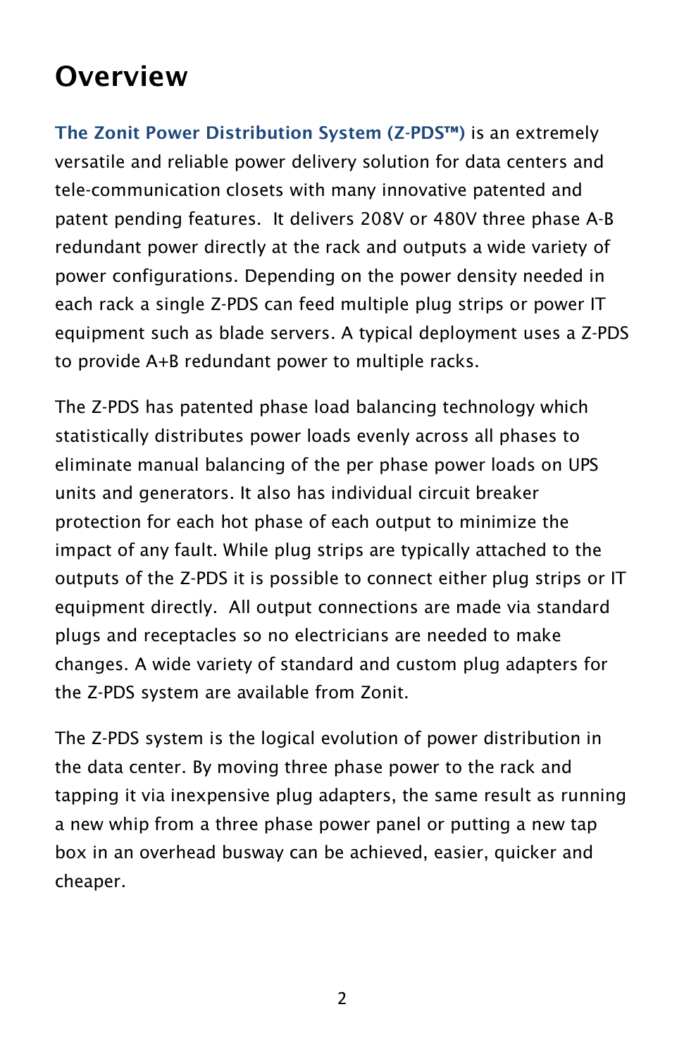# Overview

**The Zonit Power Distribution System (Z-PDS™)** is an extremely versatile and reliable power delivery solution for data centers and tele-communication closets with many innovative patented and patent pending features. It delivers 208V or 480V three phase A-B redundant power directly at the rack and outputs a wide variety of power configurations. Depending on the power density needed in each rack a single Z-PDS can feed multiple plug strips or power IT equipment such as blade servers. A typical deployment uses a Z-PDS to provide A+B redundant power to multiple racks.

The Z-PDS has patented phase load balancing technology which statistically distributes power loads evenly across all phases to eliminate manual balancing of the per phase power loads on UPS units and generators. It also has individual circuit breaker protection for each hot phase of each output to minimize the impact of any fault. While plug strips are typically attached to the outputs of the Z-PDS it is possible to connect either plug strips or IT equipment directly. All output connections are made via standard plugs and receptacles so no electricians are needed to make changes. A wide variety of standard and custom plug adapters for the Z-PDS system are available from Zonit.

The Z-PDS system is the logical evolution of power distribution in the data center. By moving three phase power to the rack and tapping it via inexpensive plug adapters, the same result as running a new whip from a three phase power panel or putting a new tap box in an overhead busway can be achieved, easier, quicker and cheaper.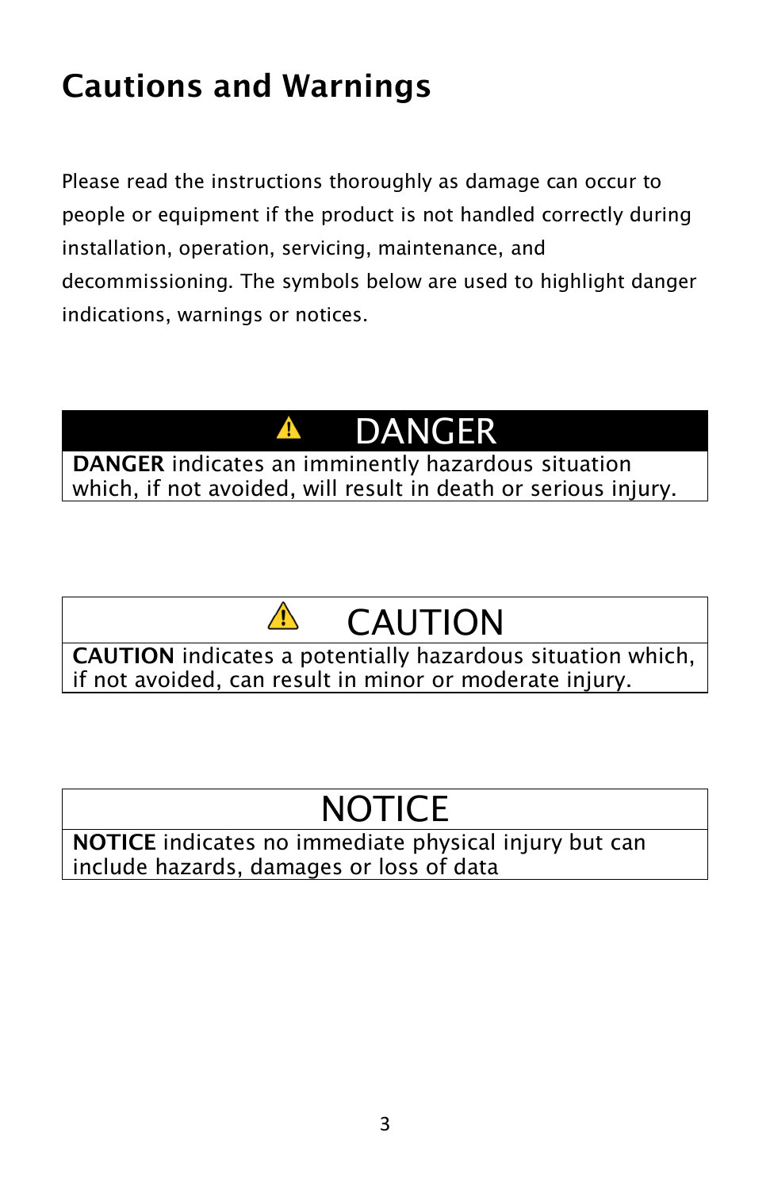# Cautions and Warnings

Please read the instructions thoroughly as damage can occur to people or equipment if the product is not handled correctly during installation, operation, servicing, maintenance, and decommissioning. The symbols below are used to highlight danger indications, warnings or notices.

| ⚠ DANGER |
| --- |
| **DANGER** indicates an imminently hazardous situation which, if not avoided, will result in death or serious injury. |

| ⚠ CAUTION |
| --- |
| **CAUTION** indicates a potentially hazardous situation which, if not avoided, can result in minor or moderate injury. |

| NOTICE |
| --- |
| **NOTICE** indicates no immediate physical injury but can include hazards, damages or loss of data |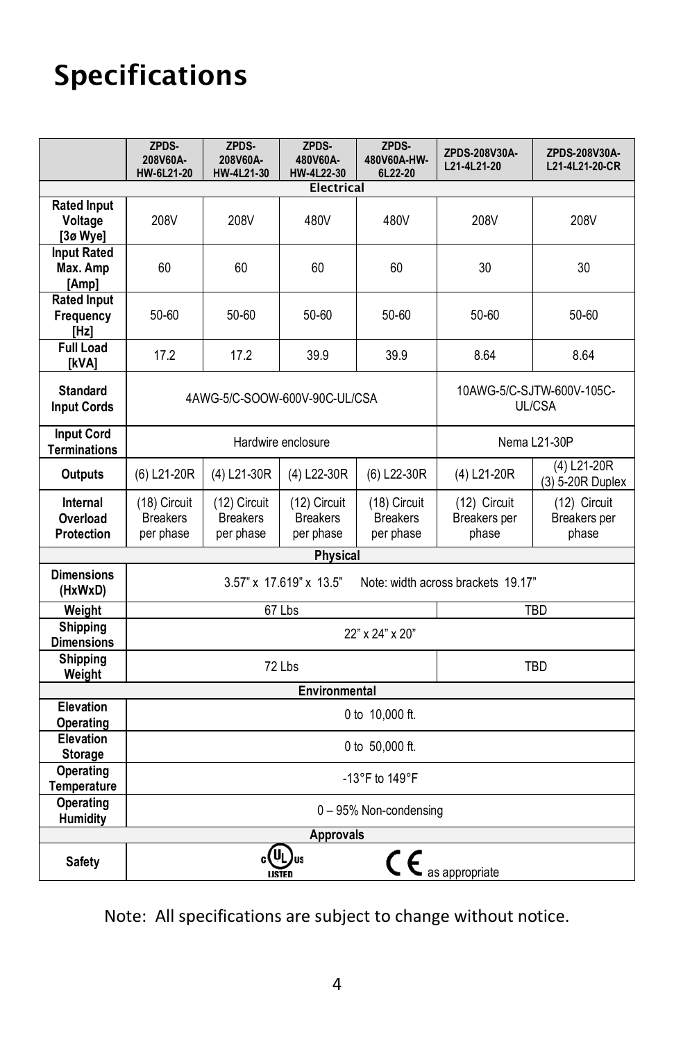# Specifications

| | ZPDS-208V60A-HW-6L21-20 | ZPDS-208V60A-HW-4L21-30 | ZPDS-480V60A-HW-4L22-30 | ZPDS-480V60A-HW-6L22-20 | ZPDS-208V30A-L21-4L21-20 | ZPDS-208V30A-L21-4L21-20-CR |
|---|---|---|---|---|---|---|
| **Electrical** | | | | | | |
| **Rated Input Voltage [3ø Wye]** | 208V | 208V | 480V | 480V | 208V | 208V |
| **Input Rated Max. Amp [Amp]** | 60 | 60 | 60 | 60 | 30 | 30 |
| **Rated Input Frequency [Hz]** | 50-60 | 50-60 | 50-60 | 50-60 | 50-60 | 50-60 |
| **Full Load [kVA]** | 17.2 | 17.2 | 39.9 | 39.9 | 8.64 | 8.64 |
| **Standard Input Cords** | 4AWG-5/C-SOOW-600V-90C-UL/CSA | | | | 10AWG-5/C-SJTW-600V-105C-UL/CSA | |
| **Input Cord Terminations** | Hardwire enclosure | | | | Nema L21-30P | |
| **Outputs** | (6) L21-20R | (4) L21-30R | (4) L22-30R | (6) L22-30R | (4) L21-20R | (4) L21-20R (3) 5-20R Duplex |
| **Internal Overload Protection** | (18) Circuit Breakers per phase | (12) Circuit Breakers per phase | (12) Circuit Breakers per phase | (18) Circuit Breakers per phase | (12) Circuit Breakers per phase | (12) Circuit Breakers per phase |
| **Physical** | | | | | | |
| **Dimensions (HxWxD)** | 3.57" x 17.619" x 13.5" Note: width across brackets 19.17" | | | | | |
| **Weight** | 67 Lbs | | | | TBD | |
| **Shipping Dimensions** | 22" x 24" x 20" | | | | | |
| **Shipping Weight** | 72 Lbs | | | | TBD | |
| **Environmental** | | | | | | |
| **Elevation Operating** | 0 to 10,000 ft. | | | | | |
| **Elevation Storage** | 0 to 50,000 ft. | | | | | |
| **Operating Temperature** | -13°F to 149°F | | | | | |
| **Operating Humidity** | 0 – 95% Non-condensing | | | | | |
| **Approvals** | | | | | | |
| **Safety** | cULus LISTED CE as appropriate | | | | | |

Note: All specifications are subject to change without notice.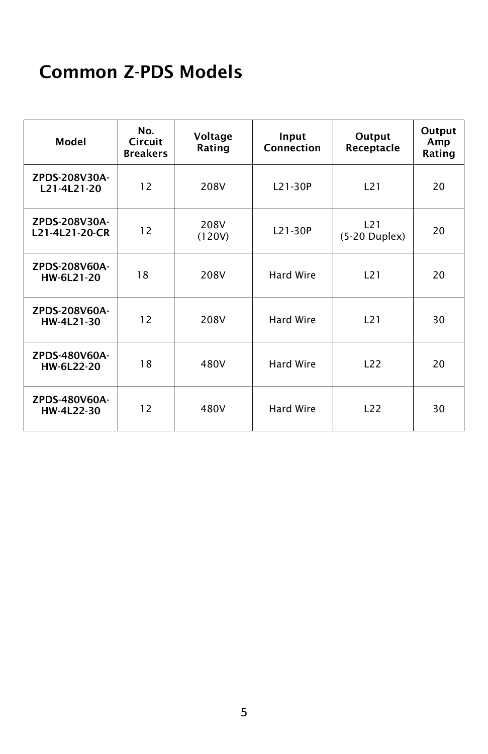# Common Z-PDS Models

| Model | No. Circuit Breakers | Voltage Rating | Input Connection | Output Receptacle | Output Amp Rating |
|---|---|---|---|---|---|
| **ZPDS-208V30A-L21-4L21-20** | 12 | 208V | L21-30P | L21 | 20 |
| **ZPDS-208V30A-L21-4L21-20-CR** | 12 | 208V (120V) | L21-30P | L21 (5-20 Duplex) | 20 |
| **ZPDS-208V60A-HW-6L21-20** | 18 | 208V | Hard Wire | L21 | 20 |
| **ZPDS-208V60A-HW-4L21-30** | 12 | 208V | Hard Wire | L21 | 30 |
| **ZPDS-480V60A-HW-6L22-20** | 18 | 480V | Hard Wire | L22 | 20 |
| **ZPDS-480V60A-HW-4L22-30** | 12 | 480V | Hard Wire | L22 | 30 |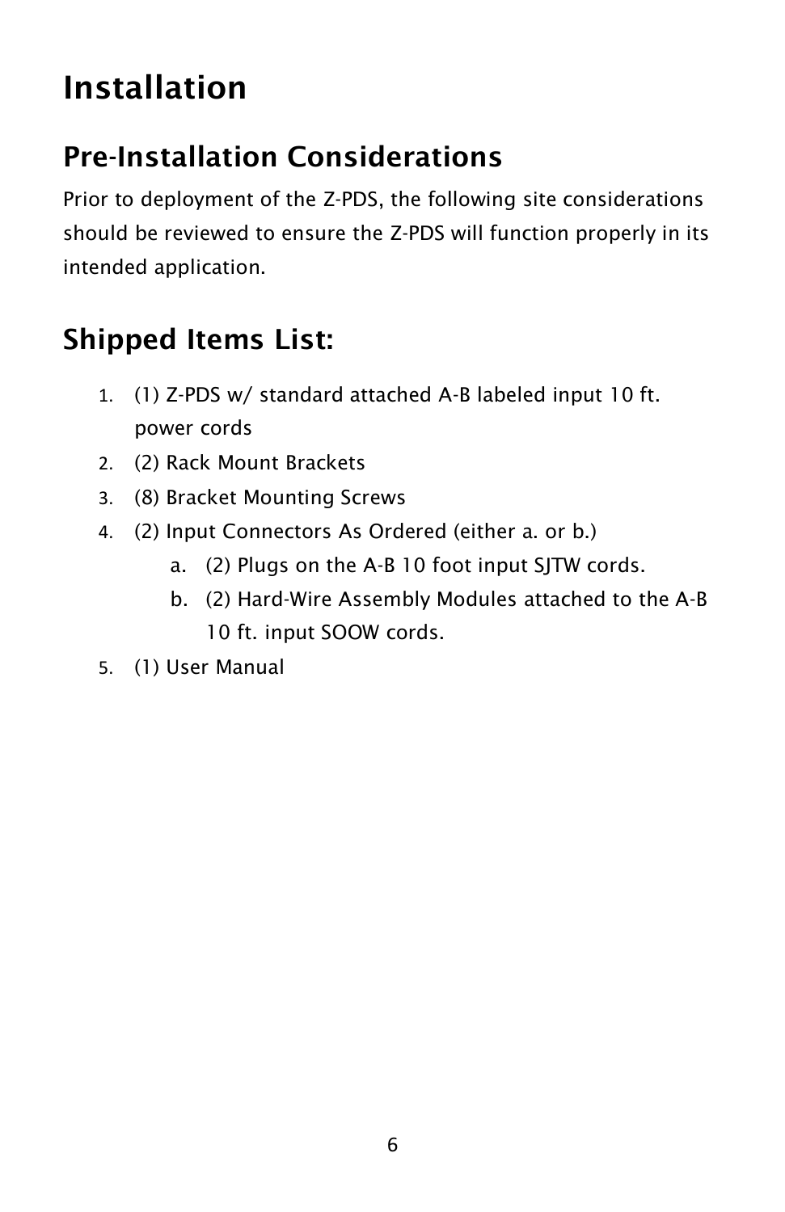# Installation

## Pre-Installation Considerations

Prior to deployment of the Z-PDS, the following site considerations should be reviewed to ensure the Z-PDS will function properly in its intended application.

## Shipped Items List:

1. (1) Z-PDS w/ standard attached A-B labeled input 10 ft. power cords
2. (2) Rack Mount Brackets
3. (8) Bracket Mounting Screws
4. (2) Input Connectors As Ordered (either a. or b.)
   a. (2) Plugs on the A-B 10 foot input SJTW cords.
   b. (2) Hard-Wire Assembly Modules attached to the A-B 10 ft. input SOOW cords.
5. (1) User Manual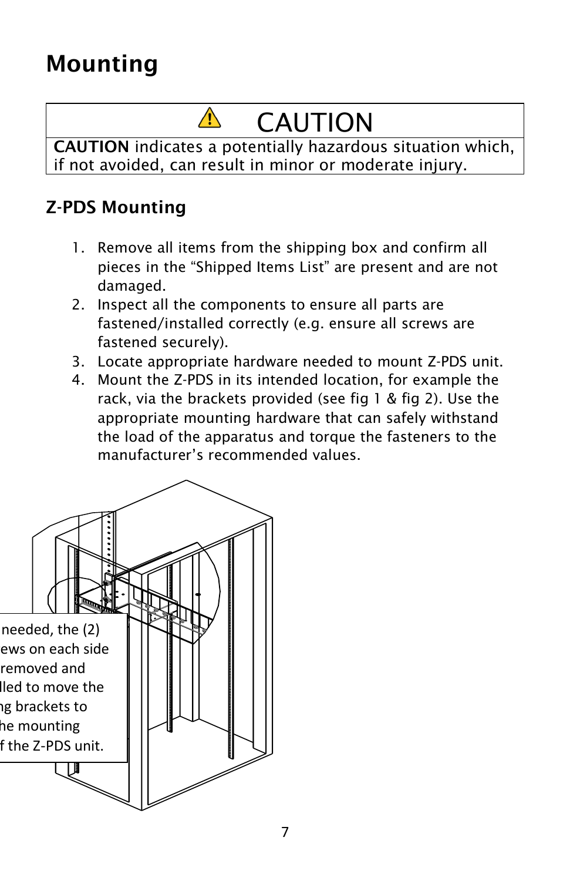# Mounting

> ⚠ **CAUTION**
>
> **CAUTION** indicates a potentially hazardous situation which, if not avoided, can result in minor or moderate injury.

## Z-PDS Mounting

1. Remove all items from the shipping box and confirm all pieces in the “Shipped Items List” are present and are not damaged.
2. Inspect all the components to ensure all parts are fastened/installed correctly (e.g. ensure all screws are fastened securely).
3. Locate appropriate hardware needed to mount Z-PDS unit.
4. Mount the Z-PDS in its intended location, for example the rack, via the brackets provided (see fig 1 & fig 2). Use the appropriate mounting hardware that can safely withstand the load of the apparatus and torque the fasteners to the manufacturer’s recommended values.

needed, the (2) ews on each side removed and lled to move the ng brackets to he mounting f the Z-PDS unit.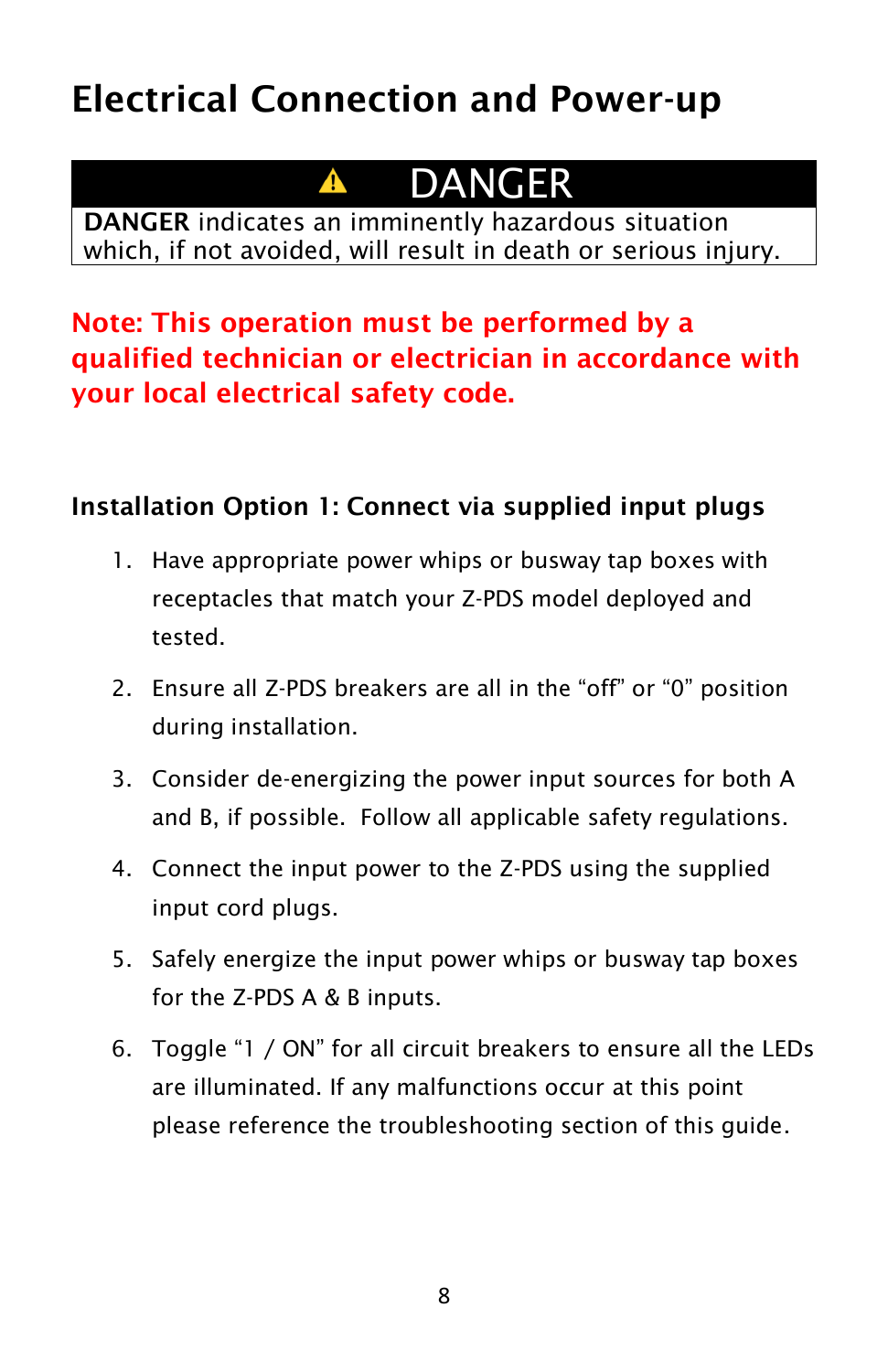# Electrical Connection and Power-up

| ⚠ DANGER |
| --- |
| **DANGER** indicates an imminently hazardous situation which, if not avoided, will result in death or serious injury. |

**Note: This operation must be performed by a qualified technician or electrician in accordance with your local electrical safety code.**

### Installation Option 1: Connect via supplied input plugs

1. Have appropriate power whips or busway tap boxes with receptacles that match your Z-PDS model deployed and tested.
2. Ensure all Z-PDS breakers are all in the “off” or “0” position during installation.
3. Consider de-energizing the power input sources for both A and B, if possible. Follow all applicable safety regulations.
4. Connect the input power to the Z-PDS using the supplied input cord plugs.
5. Safely energize the input power whips or busway tap boxes for the Z-PDS A & B inputs.
6. Toggle “1 / ON” for all circuit breakers to ensure all the LEDs are illuminated. If any malfunctions occur at this point please reference the troubleshooting section of this guide.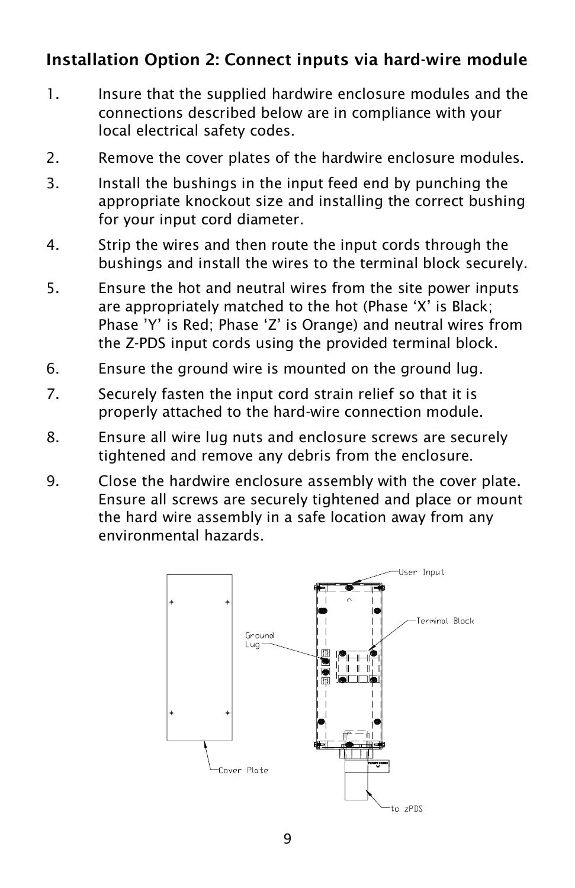### Installation Option 2: Connect inputs via hard-wire module

1. Insure that the supplied hardwire enclosure modules and the connections described below are in compliance with your local electrical safety codes.
2. Remove the cover plates of the hardwire enclosure modules.
3. Install the bushings in the input feed end by punching the appropriate knockout size and installing the correct bushing for your input cord diameter.
4. Strip the wires and then route the input cords through the bushings and install the wires to the terminal block securely.
5. Ensure the hot and neutral wires from the site power inputs are appropriately matched to the hot (Phase 'X' is Black; Phase 'Y' is Red; Phase 'Z' is Orange) and neutral wires from the Z-PDS input cords using the provided terminal block.
6. Ensure the ground wire is mounted on the ground lug.
7. Securely fasten the input cord strain relief so that it is properly attached to the hard-wire connection module.
8. Ensure all wire lug nuts and enclosure screws are securely tightened and remove any debris from the enclosure.
9. Close the hardwire enclosure assembly with the cover plate. Ensure all screws are securely tightened and place or mount the hard wire assembly in a safe location away from any environmental hazards.

User Input

Terminal Block

Ground Lug

Cover Plate

to zPDS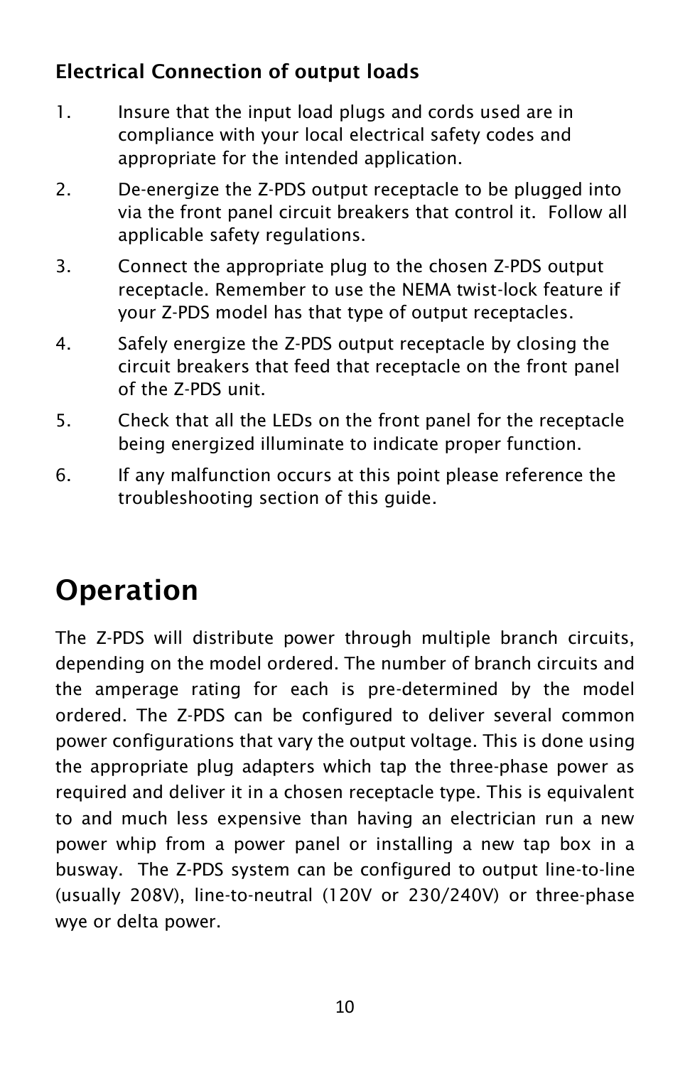### Electrical Connection of output loads

1. Insure that the input load plugs and cords used are in compliance with your local electrical safety codes and appropriate for the intended application.
2. De-energize the Z-PDS output receptacle to be plugged into via the front panel circuit breakers that control it. Follow all applicable safety regulations.
3. Connect the appropriate plug to the chosen Z-PDS output receptacle. Remember to use the NEMA twist-lock feature if your Z-PDS model has that type of output receptacles.
4. Safely energize the Z-PDS output receptacle by closing the circuit breakers that feed that receptacle on the front panel of the Z-PDS unit.
5. Check that all the LEDs on the front panel for the receptacle being energized illuminate to indicate proper function.
6. If any malfunction occurs at this point please reference the troubleshooting section of this guide.

# Operation

The Z-PDS will distribute power through multiple branch circuits, depending on the model ordered. The number of branch circuits and the amperage rating for each is pre-determined by the model ordered. The Z-PDS can be configured to deliver several common power configurations that vary the output voltage. This is done using the appropriate plug adapters which tap the three-phase power as required and deliver it in a chosen receptacle type. This is equivalent to and much less expensive than having an electrician run a new power whip from a power panel or installing a new tap box in a busway. The Z-PDS system can be configured to output line-to-line (usually 208V), line-to-neutral (120V or 230/240V) or three-phase wye or delta power.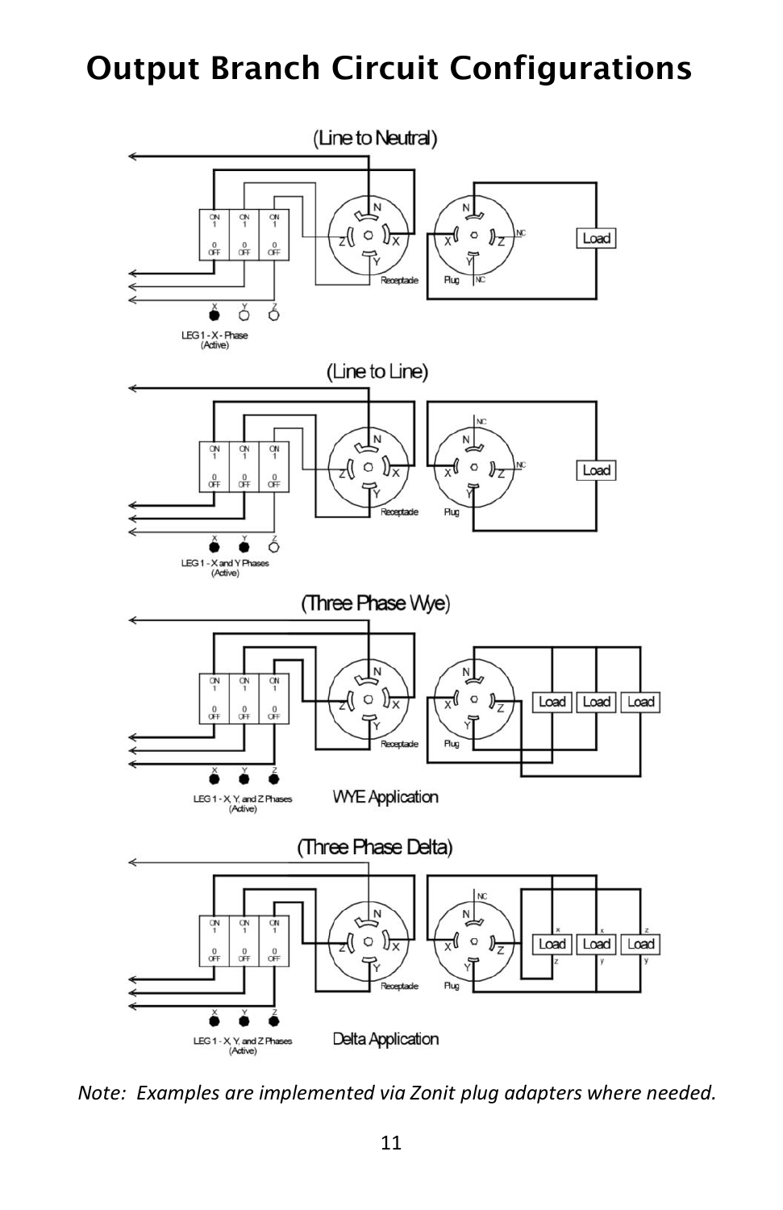# Output Branch Circuit Configurations

(Line to Neutral)

LEG 1 - X - Phase (Active)

(Line to Line)

LEG 1 - X and Y Phases (Active)

(Three Phase Wye)

LEG 1 - X, Y, and Z Phases (Active)

WYE Application

(Three Phase Delta)

LEG 1 - X, Y, and Z Phases (Active)

Delta Application

*Note: Examples are implemented via Zonit plug adapters where needed.*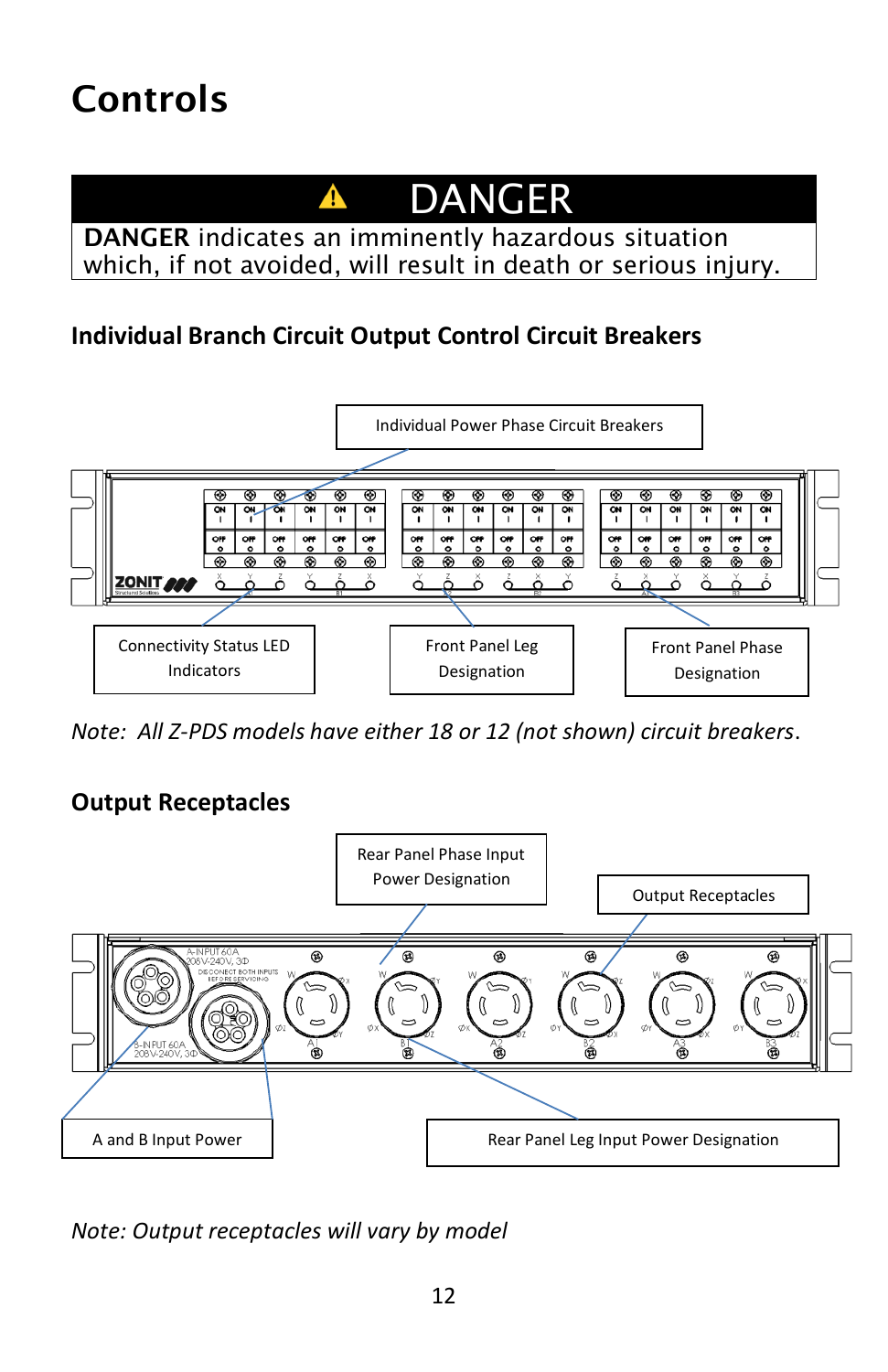# Controls

**⚠ DANGER**

**DANGER** indicates an imminently hazardous situation which, if not avoided, will result in death or serious injury.

### Individual Branch Circuit Output Control Circuit Breakers

Individual Power Phase Circuit Breakers

Connectivity Status LED Indicators

Front Panel Leg Designation

Front Panel Phase Designation

*Note: All Z-PDS models have either 18 or 12 (not shown) circuit breakers.*

### Output Receptacles

Rear Panel Phase Input Power Designation

Output Receptacles

A and B Input Power

Rear Panel Leg Input Power Designation

*Note: Output receptacles will vary by model*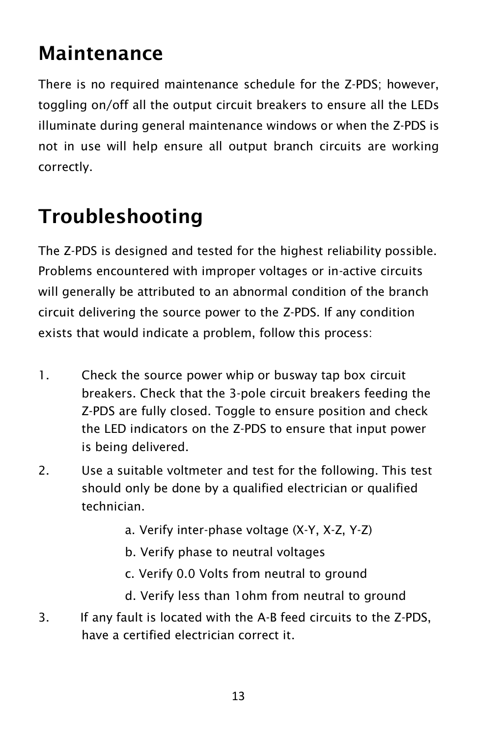# Maintenance

There is no required maintenance schedule for the Z-PDS; however, toggling on/off all the output circuit breakers to ensure all the LEDs illuminate during general maintenance windows or when the Z-PDS is not in use will help ensure all output branch circuits are working correctly.

# Troubleshooting

The Z-PDS is designed and tested for the highest reliability possible. Problems encountered with improper voltages or in-active circuits will generally be attributed to an abnormal condition of the branch circuit delivering the source power to the Z-PDS. If any condition exists that would indicate a problem, follow this process:

1. Check the source power whip or busway tap box circuit breakers. Check that the 3-pole circuit breakers feeding the Z-PDS are fully closed. Toggle to ensure position and check the LED indicators on the Z-PDS to ensure that input power is being delivered.
2. Use a suitable voltmeter and test for the following. This test should only be done by a qualified electrician or qualified technician.
   a. Verify inter-phase voltage (X-Y, X-Z, Y-Z)
   b. Verify phase to neutral voltages
   c. Verify 0.0 Volts from neutral to ground
   d. Verify less than 1ohm from neutral to ground
3. If any fault is located with the A-B feed circuits to the Z-PDS, have a certified electrician correct it.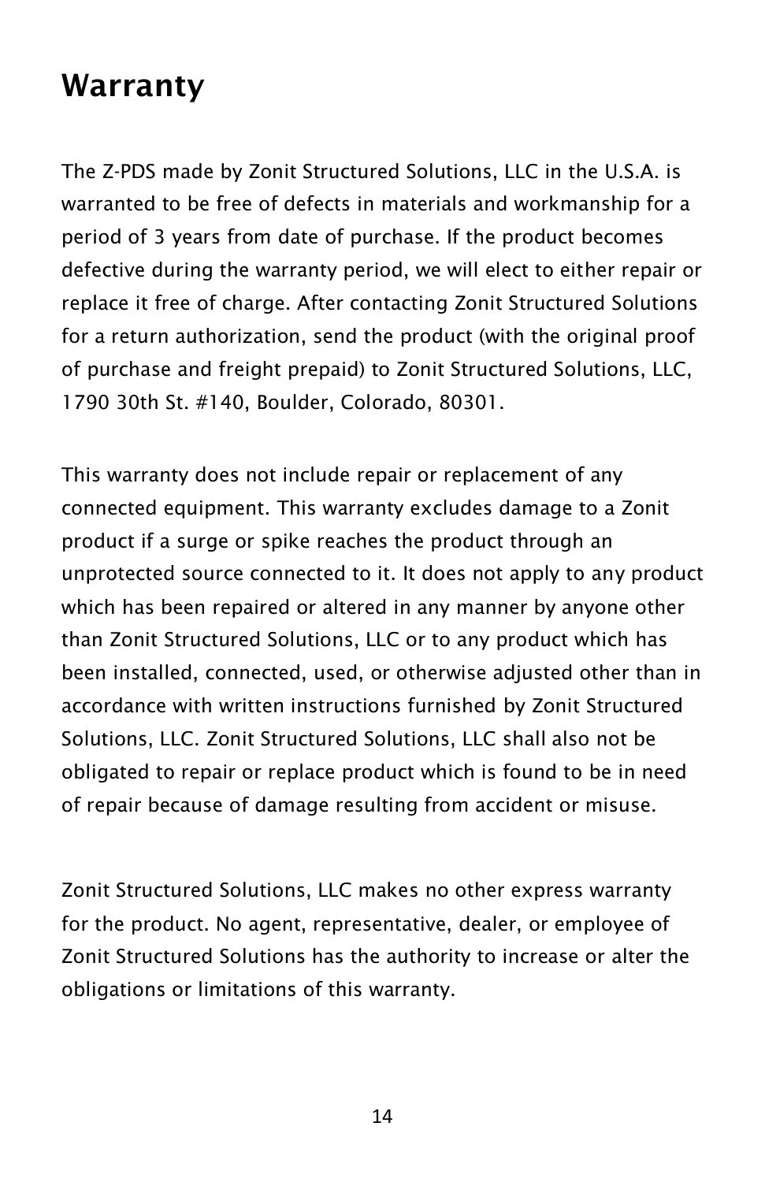# Warranty

The Z-PDS made by Zonit Structured Solutions, LLC in the U.S.A. is warranted to be free of defects in materials and workmanship for a period of 3 years from date of purchase. If the product becomes defective during the warranty period, we will elect to either repair or replace it free of charge. After contacting Zonit Structured Solutions for a return authorization, send the product (with the original proof of purchase and freight prepaid) to Zonit Structured Solutions, LLC, 1790 30th St. #140, Boulder, Colorado, 80301.

This warranty does not include repair or replacement of any connected equipment. This warranty excludes damage to a Zonit product if a surge or spike reaches the product through an unprotected source connected to it. It does not apply to any product which has been repaired or altered in any manner by anyone other than Zonit Structured Solutions, LLC or to any product which has been installed, connected, used, or otherwise adjusted other than in accordance with written instructions furnished by Zonit Structured Solutions, LLC. Zonit Structured Solutions, LLC shall also not be obligated to repair or replace product which is found to be in need of repair because of damage resulting from accident or misuse.

Zonit Structured Solutions, LLC makes no other express warranty for the product. No agent, representative, dealer, or employee of Zonit Structured Solutions has the authority to increase or alter the obligations or limitations of this warranty.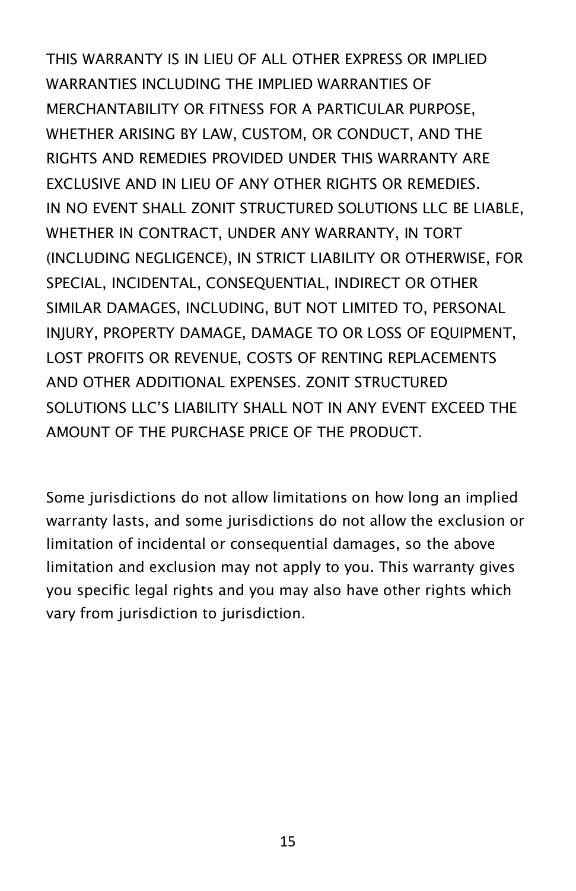THIS WARRANTY IS IN LIEU OF ALL OTHER EXPRESS OR IMPLIED WARRANTIES INCLUDING THE IMPLIED WARRANTIES OF MERCHANTABILITY OR FITNESS FOR A PARTICULAR PURPOSE, WHETHER ARISING BY LAW, CUSTOM, OR CONDUCT, AND THE RIGHTS AND REMEDIES PROVIDED UNDER THIS WARRANTY ARE EXCLUSIVE AND IN LIEU OF ANY OTHER RIGHTS OR REMEDIES. IN NO EVENT SHALL ZONIT STRUCTURED SOLUTIONS LLC BE LIABLE, WHETHER IN CONTRACT, UNDER ANY WARRANTY, IN TORT (INCLUDING NEGLIGENCE), IN STRICT LIABILITY OR OTHERWISE, FOR SPECIAL, INCIDENTAL, CONSEQUENTIAL, INDIRECT OR OTHER SIMILAR DAMAGES, INCLUDING, BUT NOT LIMITED TO, PERSONAL INJURY, PROPERTY DAMAGE, DAMAGE TO OR LOSS OF EQUIPMENT, LOST PROFITS OR REVENUE, COSTS OF RENTING REPLACEMENTS AND OTHER ADDITIONAL EXPENSES. ZONIT STRUCTURED SOLUTIONS LLC'S LIABILITY SHALL NOT IN ANY EVENT EXCEED THE AMOUNT OF THE PURCHASE PRICE OF THE PRODUCT.

Some jurisdictions do not allow limitations on how long an implied warranty lasts, and some jurisdictions do not allow the exclusion or limitation of incidental or consequential damages, so the above limitation and exclusion may not apply to you. This warranty gives you specific legal rights and you may also have other rights which vary from jurisdiction to jurisdiction.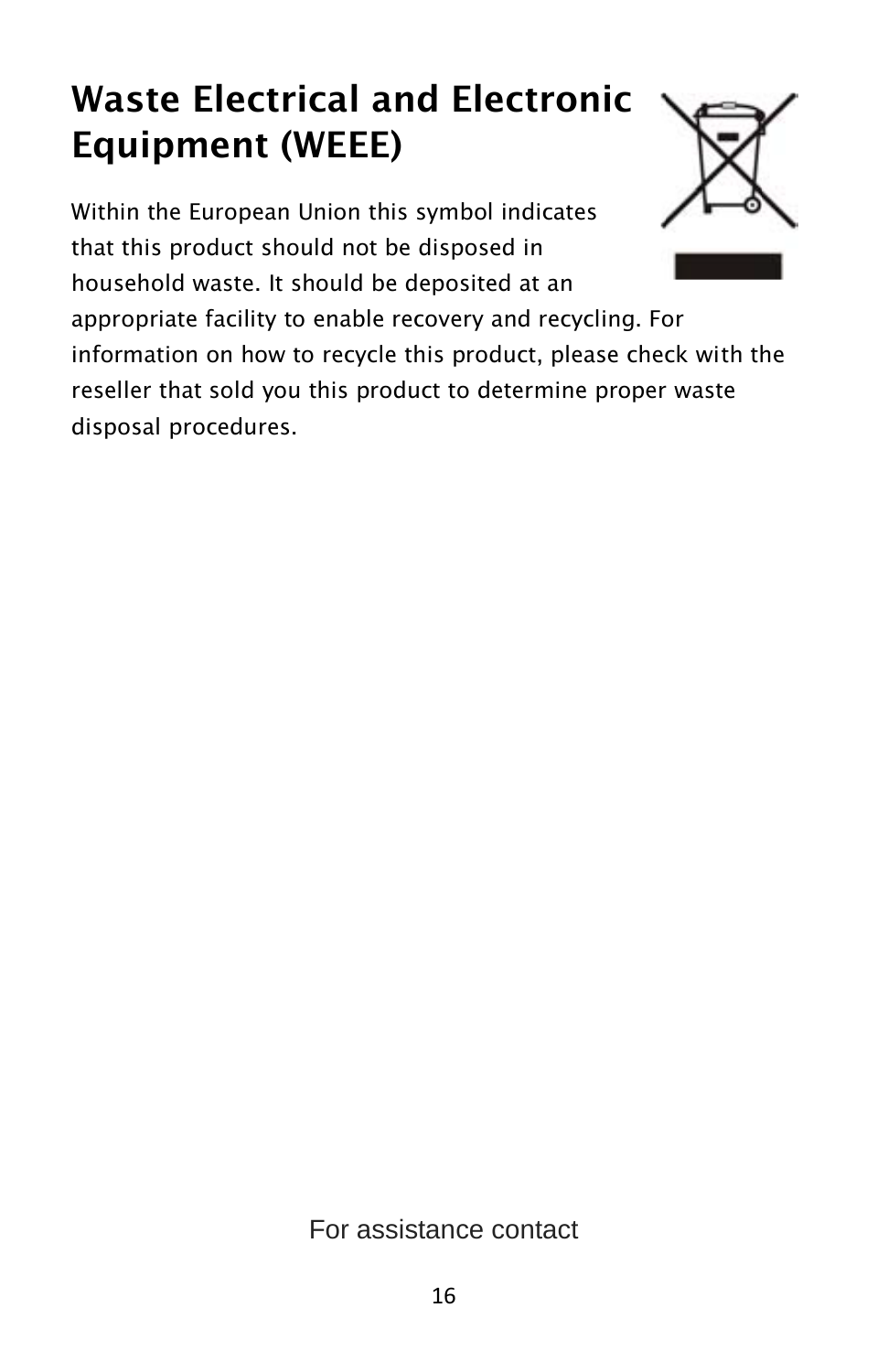# Waste Electrical and Electronic Equipment (WEEE)

Within the European Union this symbol indicates that this product should not be disposed in household waste. It should be deposited at an appropriate facility to enable recovery and recycling. For information on how to recycle this product, please check with the reseller that sold you this product to determine proper waste disposal procedures.

For assistance contact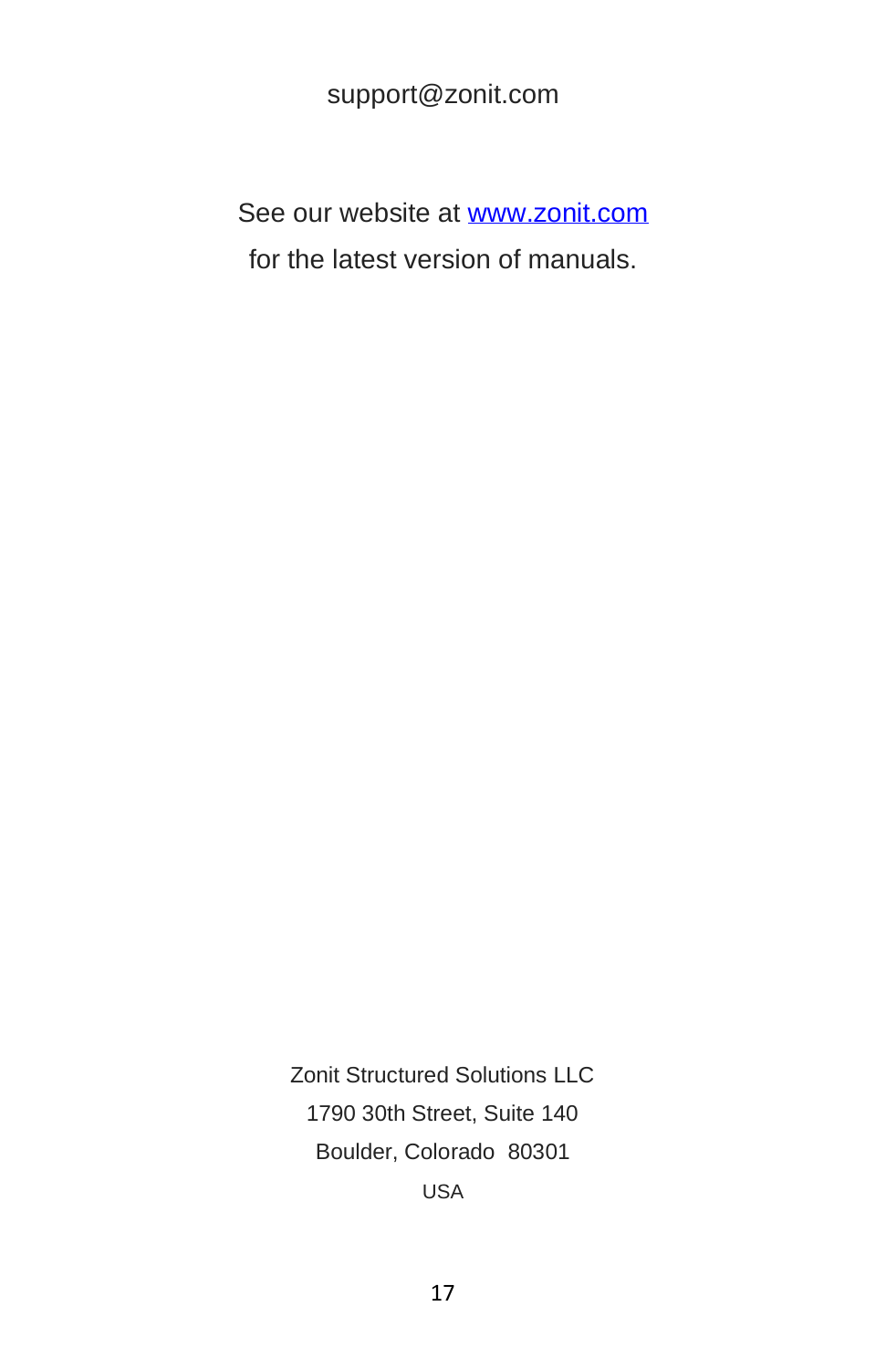support@zonit.com

See our website at [www.zonit.com](http://www.zonit.com)
for the latest version of manuals.

Zonit Structured Solutions LLC
1790 30th Street, Suite 140
Boulder, Colorado 80301
USA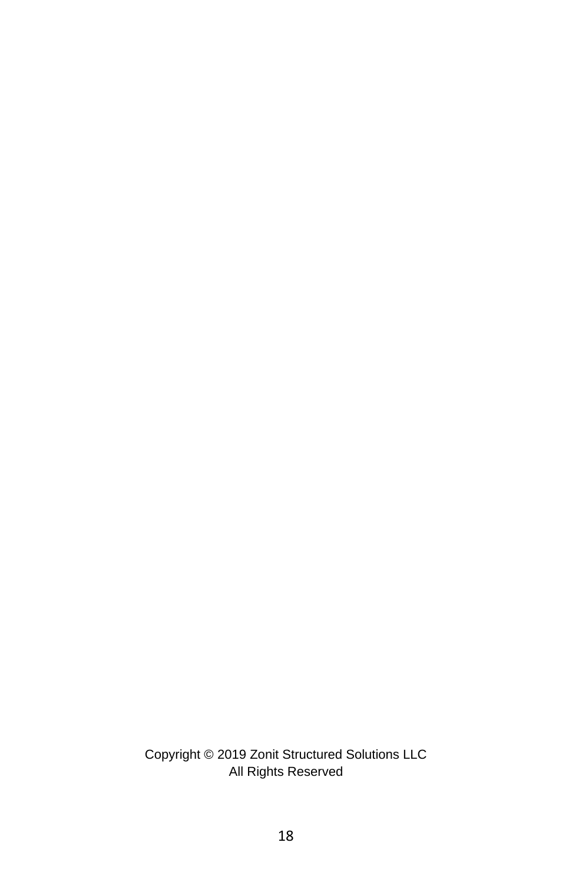Copyright © 2019 Zonit Structured Solutions LLC
All Rights Reserved